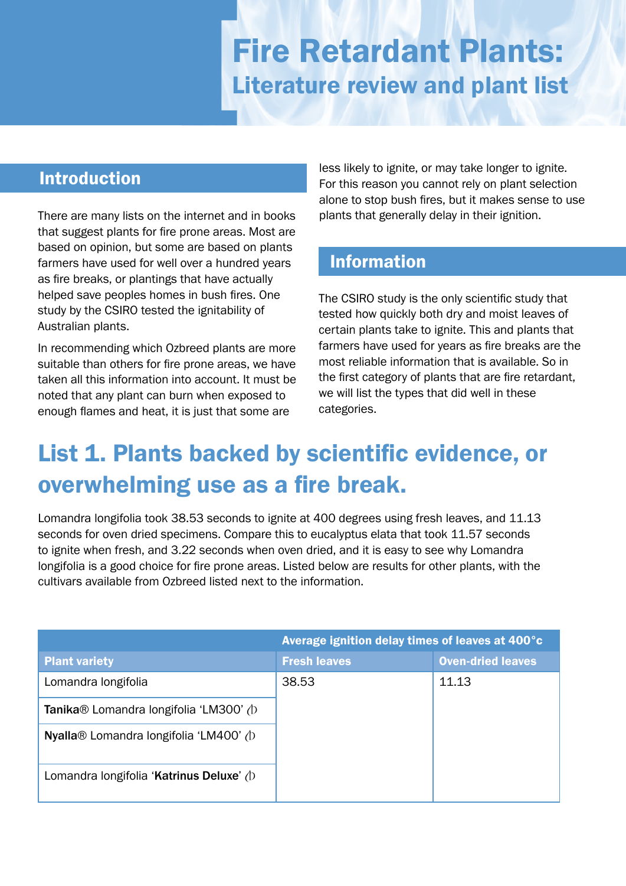# Fire Retardant Plants:

## Literature review and plant list

## Introduction

There are many lists on the internet and in books that suggest plants for fire prone areas. Most are based on opinion, but some are based on plants farmers have used for well over a hundred years as fire breaks, or plantings that have actually helped save peoples homes in bush fires. One study by the CSIRO tested the ignitability of Australian plants.

In recommending which Ozbreed plants are more suitable than others for fire prone areas, we have taken all this information into account. It must be noted that any plant can burn when exposed to enough flames and heat, it is just that some are less likely to ignite, or may take longer to ignite. For this reason you cannot rely on plant selection alone to stop bush fires, but it makes sense to use plants that generally delay in their ignition.

## Information

The CSIRO study is the only scientific study that tested how quickly both dry and moist leaves of certain plants take to ignite. This and plants that farmers have used for years as fire breaks are the most reliable information that is available. So in the first category of plants that are fire retardant, we will list the types that did well in these categories.

## List 1. Plants backed by scientific evidence, or overwhelming use as a fire break.

Lomandra longifolia took 38.53 seconds to ignite at 400 degrees using fresh leaves, and 11.13 seconds for oven dried specimens. Compare this to eucalyptus elata that took 11.57 seconds to ignite when fresh, and 3.22 seconds when oven dried, and it is easy to see why Lomandra longifolia is a good choice for fire prone areas. Listed below are results for other plants, with the cultivars available from Ozbreed listed next to the information.

| | Average ignition delay times of leaves at 400°c | |
|---|---|---|
| **Plant variety** | **Fresh leaves** | **Oven-dried leaves** |
| Lomandra longifolia | 38.53 | 11.13 |
| **Tanika**® Lomandra longifolia 'LM300' ⦶ | | |
| **Nyalla**® Lomandra longifolia 'LM400' ⦶ | | |
| Lomandra longifolia '**Katrinus Deluxe**' ⦶ | | |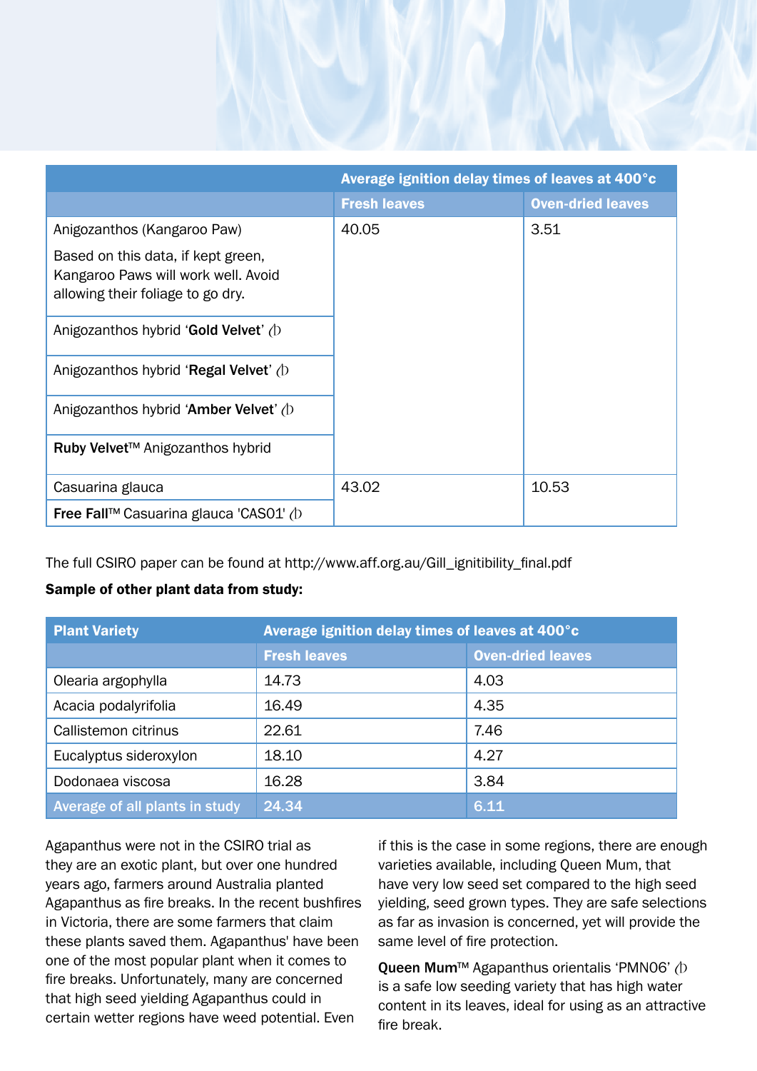| | Average ignition delay times of leaves at 400°c | |
|---|---|---|
| | **Fresh leaves** | **Oven-dried leaves** |
| Anigozanthos (Kangaroo Paw)<br><br>Based on this data, if kept green, Kangaroo Paws will work well. Avoid allowing their foliage to go dry. | 40.05 | 3.51 |
| Anigozanthos hybrid '**Gold Velvet**' (PBR) | | |
| Anigozanthos hybrid '**Regal Velvet**' (PBR) | | |
| Anigozanthos hybrid '**Amber Velvet**' (PBR) | | |
| **Ruby Velvet**™ Anigozanthos hybrid | | |
| Casuarina glauca | 43.02 | 10.53 |
| **Free Fall**™ Casuarina glauca 'CAS01' (PBR) | | |

The full CSIRO paper can be found at http://www.aff.org.au/Gill_ignitibility_final.pdf

**Sample of other plant data from study:**

| Plant Variety | Average ignition delay times of leaves at 400°c | |
|---|---|---|
| | **Fresh leaves** | **Oven-dried leaves** |
| Olearia argophylla | 14.73 | 4.03 |
| Acacia podalyrifolia | 16.49 | 4.35 |
| Callistemon citrinus | 22.61 | 7.46 |
| Eucalyptus sideroxylon | 18.10 | 4.27 |
| Dodonaea viscosa | 16.28 | 3.84 |
| Average of all plants in study | 24.34 | 6.11 |

Agapanthus were not in the CSIRO trial as they are an exotic plant, but over one hundred years ago, farmers around Australia planted Agapanthus as fire breaks. In the recent bushfires in Victoria, there are some farmers that claim these plants saved them. Agapanthus' have been one of the most popular plant when it comes to fire breaks. Unfortunately, many are concerned that high seed yielding Agapanthus could in certain wetter regions have weed potential. Even if this is the case in some regions, there are enough varieties available, including Queen Mum, that have very low seed set compared to the high seed yielding, seed grown types. They are safe selections as far as invasion is concerned, yet will provide the same level of fire protection.

**Queen Mum**™ Agapanthus orientalis 'PMN06' (PBR) is a safe low seeding variety that has high water content in its leaves, ideal for using as an attractive fire break.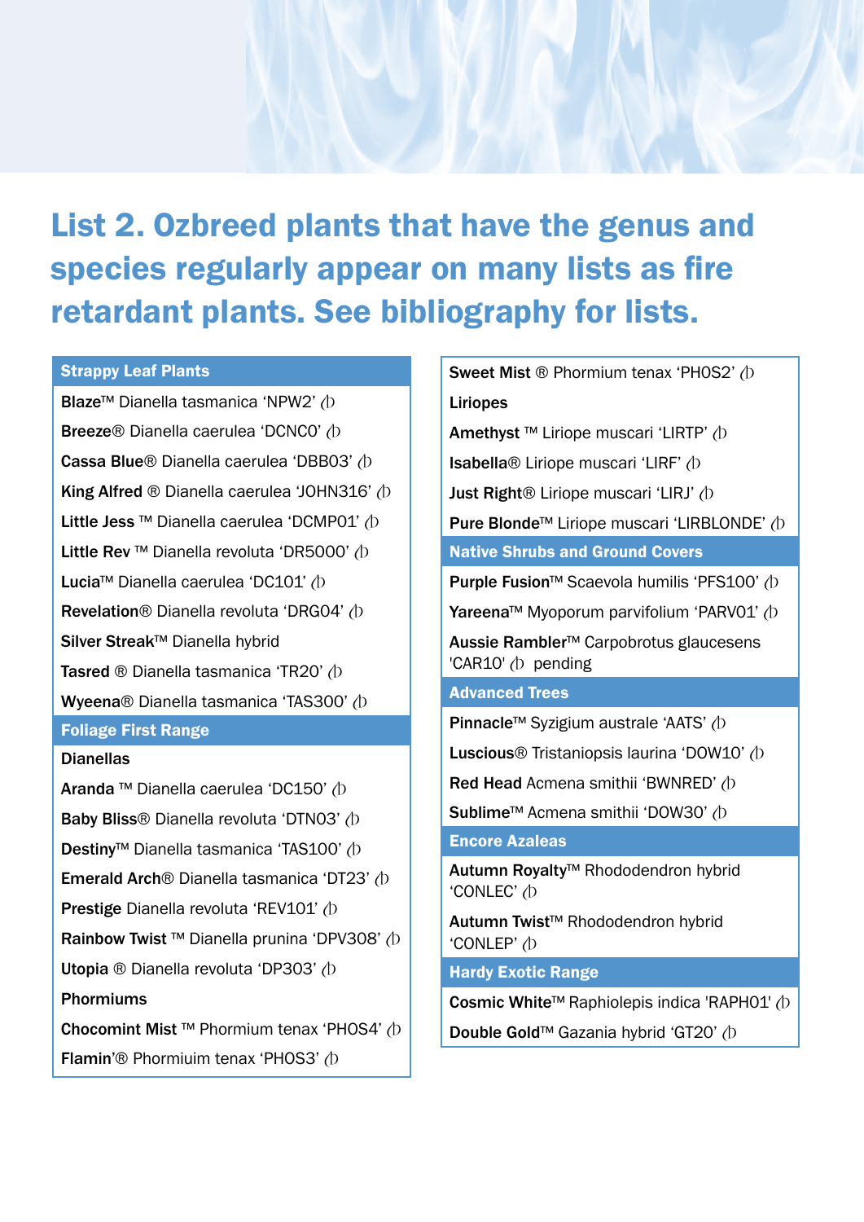# List 2. Ozbreed plants that have the genus and species regularly appear on many lists as fire retardant plants. See bibliography for lists.

## Strappy Leaf Plants

**Blaze**™ Dianella tasmanica 'NPW2' ⒫

**Breeze**® Dianella caerulea 'DCNC0' ⒫

**Cassa Blue**® Dianella caerulea 'DBB03' ⒫

**King Alfred** ® Dianella caerulea 'JOHN316' ⒫

**Little Jess** ™ Dianella caerulea 'DCMP01' ⒫

**Little Rev** ™ Dianella revoluta 'DR5000' ⒫

**Lucia**™ Dianella caerulea 'DC101' ⒫

**Revelation**® Dianella revoluta 'DRG04' ⒫

**Silver Streak**™ Dianella hybrid

**Tasred** ® Dianella tasmanica 'TR20' ⒫

**Wyeena**® Dianella tasmanica 'TAS300' ⒫

## Foliage First Range

**Dianellas**

**Aranda** ™ Dianella caerulea 'DC150' ⒫

**Baby Bliss**® Dianella revoluta 'DTN03' ⒫

**Destiny**™ Dianella tasmanica 'TAS100' ⒫

**Emerald Arch**® Dianella tasmanica 'DT23' ⒫

**Prestige** Dianella revoluta 'REV101' ⒫

**Rainbow Twist** ™ Dianella prunina 'DPV308' ⒫

**Utopia** ® Dianella revoluta 'DP303' ⒫

**Phormiums**

**Chocomint Mist** ™ Phormium tenax 'PHOS4' ⒫

**Flamin'**® Phormiuim tenax 'PHOS3' ⒫

**Sweet Mist** ® Phormium tenax 'PHOS2' ⒫

**Liriopes**

**Amethyst** ™ Liriope muscari 'LIRTP' ⒫

**Isabella**® Liriope muscari 'LIRF' ⒫

**Just Right**® Liriope muscari 'LIRJ' ⒫

**Pure Blonde**™ Liriope muscari 'LIRBLONDE' ⒫

## Native Shrubs and Ground Covers

**Purple Fusion**™ Scaevola humilis 'PFS100' ⒫

**Yareena**™ Myoporum parvifolium 'PARV01' ⒫

**Aussie Rambler**™ Carpobrotus glaucesens 'CAR10' ⒫ pending

## Advanced Trees

**Pinnacle**™ Syzigium australe 'AATS' ⒫

**Luscious**® Tristaniopsis laurina 'DOW10' ⒫

**Red Head** Acmena smithii 'BWNRED' ⒫

**Sublime**™ Acmena smithii 'DOW30' ⒫

## Encore Azaleas

**Autumn Royalty**™ Rhododendron hybrid 'CONLEC' ⒫

**Autumn Twist**™ Rhododendron hybrid 'CONLEP' ⒫

## Hardy Exotic Range

**Cosmic White**™ Raphiolepis indica 'RAPH01' ⒫

**Double Gold**™ Gazania hybrid 'GT20' ⒫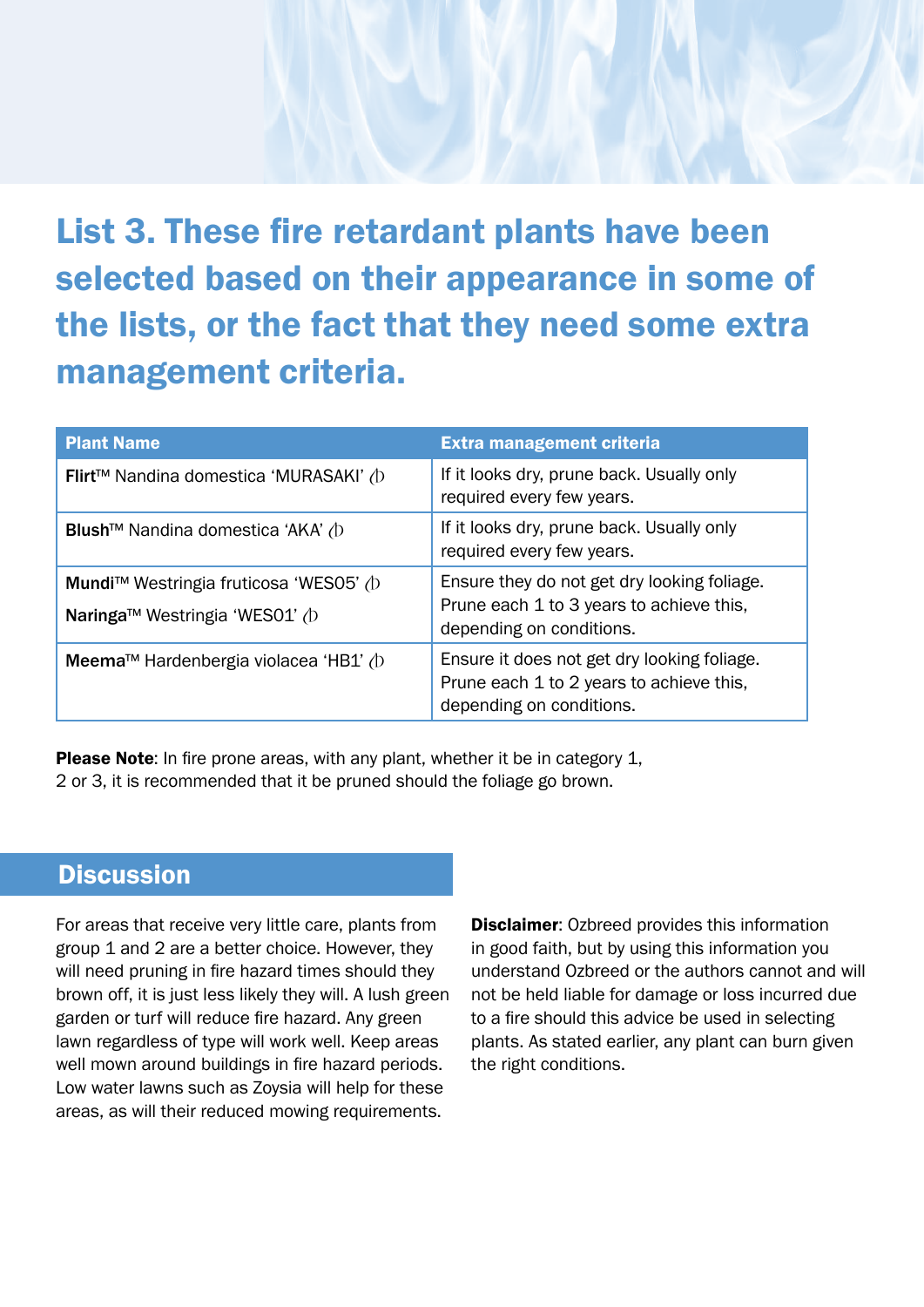## List 3. These fire retardant plants have been selected based on their appearance in some of the lists, or the fact that they need some extra management criteria.

| Plant Name | Extra management criteria |
| --- | --- |
| **Flirt**™ Nandina domestica 'MURASAKI' ⓟ | If it looks dry, prune back. Usually only required every few years. |
| **Blush**™ Nandina domestica 'AKA' ⓟ | If it looks dry, prune back. Usually only required every few years. |
| **Mundi**™ Westringia fruticosa 'WES05' ⓟ<br>**Naringa**™ Westringia 'WES01' ⓟ | Ensure they do not get dry looking foliage. Prune each 1 to 3 years to achieve this, depending on conditions. |
| **Meema**™ Hardenbergia violacea 'HB1' ⓟ | Ensure it does not get dry looking foliage. Prune each 1 to 2 years to achieve this, depending on conditions. |

**Please Note**: In fire prone areas, with any plant, whether it be in category 1, 2 or 3, it is recommended that it be pruned should the foliage go brown.

## Discussion

For areas that receive very little care, plants from group 1 and 2 are a better choice. However, they will need pruning in fire hazard times should they brown off, it is just less likely they will. A lush green garden or turf will reduce fire hazard. Any green lawn regardless of type will work well. Keep areas well mown around buildings in fire hazard periods. Low water lawns such as Zoysia will help for these areas, as will their reduced mowing requirements.

**Disclaimer**: Ozbreed provides this information in good faith, but by using this information you understand Ozbreed or the authors cannot and will not be held liable for damage or loss incurred due to a fire should this advice be used in selecting plants. As stated earlier, any plant can burn given the right conditions.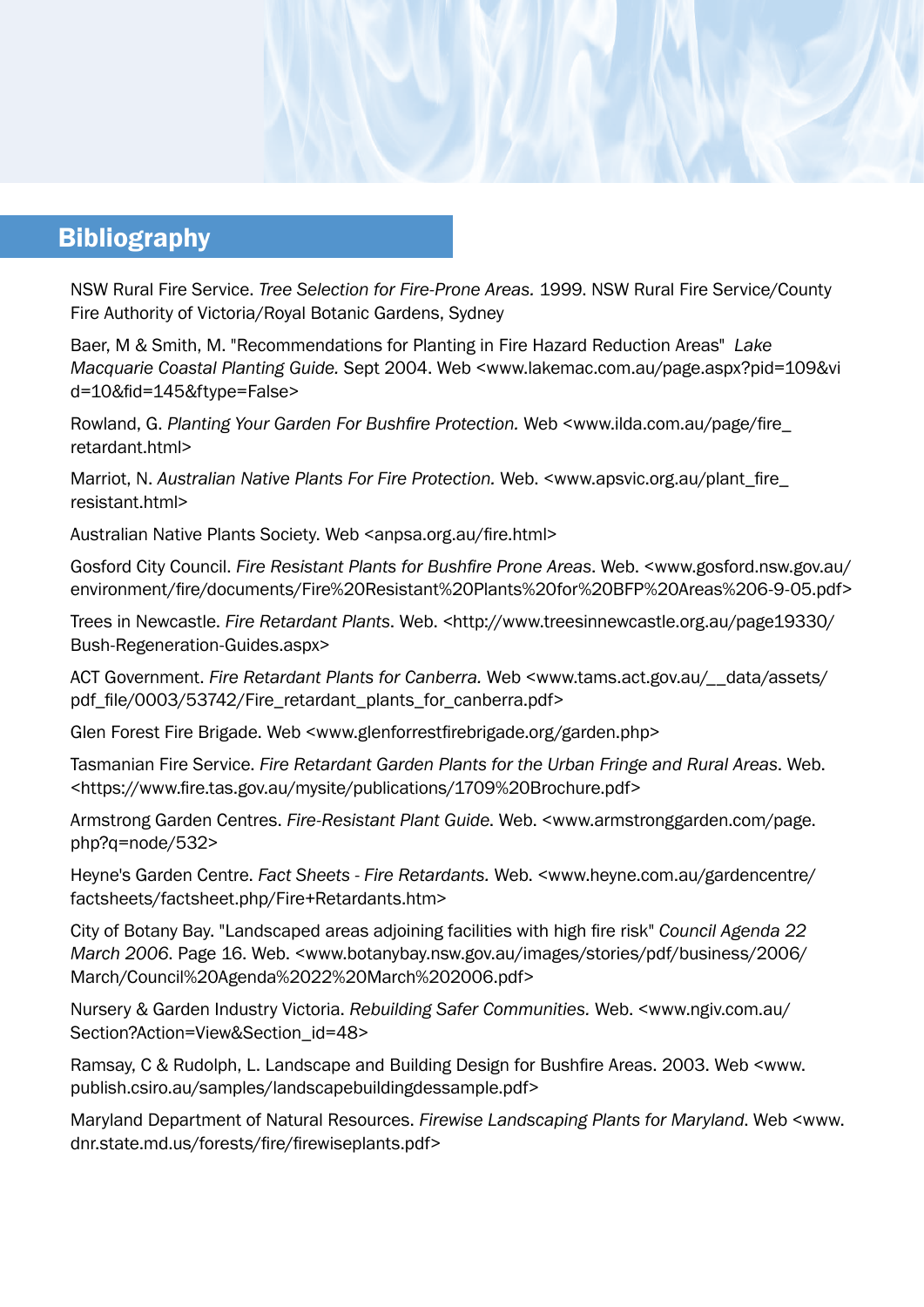## Bibliography

NSW Rural Fire Service. *Tree Selection for Fire-Prone Areas.* 1999. NSW Rural Fire Service/County Fire Authority of Victoria/Royal Botanic Gardens, Sydney

Baer, M & Smith, M. "Recommendations for Planting in Fire Hazard Reduction Areas" *Lake Macquarie Coastal Planting Guide.* Sept 2004. Web <www.lakemac.com.au/page.aspx?pid=109&vid=10&fid=145&ftype=False>

Rowland, G. *Planting Your Garden For Bushfire Protection.* Web <www.ilda.com.au/page/fire_retardant.html>

Marriot, N. *Australian Native Plants For Fire Protection.* Web. <www.apsvic.org.au/plant_fire_resistant.html>

Australian Native Plants Society. Web <anpsa.org.au/fire.html>

Gosford City Council. *Fire Resistant Plants for Bushfire Prone Areas*. Web. <www.gosford.nsw.gov.au/environment/fire/documents/Fire%20Resistant%20Plants%20for%20BFP%20Areas%206-9-05.pdf>

Trees in Newcastle. *Fire Retardant Plants*. Web. <http://www.treesinnewcastle.org.au/page19330/Bush-Regeneration-Guides.aspx>

ACT Government. *Fire Retardant Plants for Canberra.* Web <www.tams.act.gov.au/__data/assets/pdf_file/0003/53742/Fire_retardant_plants_for_canberra.pdf>

Glen Forest Fire Brigade. Web <www.glenforrestfirebrigade.org/garden.php>

Tasmanian Fire Service. *Fire Retardant Garden Plants for the Urban Fringe and Rural Areas*. Web. <https://www.fire.tas.gov.au/mysite/publications/1709%20Brochure.pdf>

Armstrong Garden Centres. *Fire-Resistant Plant Guide.* Web. <www.armstronggarden.com/page.php?q=node/532>

Heyne's Garden Centre. *Fact Sheets - Fire Retardants.* Web. <www.heyne.com.au/gardencentre/factsheets/factsheet.php/Fire+Retardants.htm>

City of Botany Bay. "Landscaped areas adjoining facilities with high fire risk" *Council Agenda 22 March 2006.* Page 16. Web. <www.botanybay.nsw.gov.au/images/stories/pdf/business/2006/March/Council%20Agenda%2022%20March%202006.pdf>

Nursery & Garden Industry Victoria. *Rebuilding Safer Communities.* Web. <www.ngiv.com.au/Section?Action=View&Section_id=48>

Ramsay, C & Rudolph, L. Landscape and Building Design for Bushfire Areas. 2003. Web <www.publish.csiro.au/samples/landscapebuildingdessample.pdf>

Maryland Department of Natural Resources. *Firewise Landscaping Plants for Maryland*. Web <www.dnr.state.md.us/forests/fire/firewiseplants.pdf>